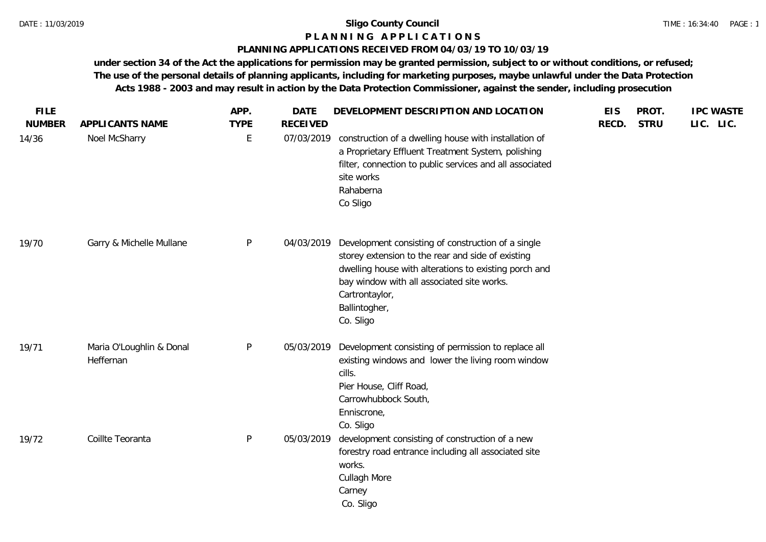# Sligo County Council

## P L A N N I N G   A P P L I C A T I O N S

### PLANNING APPLICATIONS RECEIVED FROM 04/03/19 TO 10/03/19

**under section 34 of the Act the applications for permission may be granted permission, subject to or without conditions, or refused; The use of the personal details of planning applicants, including for marketing purposes, maybe unlawful under the Data Protection Acts 1988 - 2003 and may result in action by the Data Protection Commissioner, against the sender, including prosecution**

| FILE NUMBER | APPLICANTS NAME | APP. TYPE | DATE RECEIVED | DEVELOPMENT DESCRIPTION AND LOCATION | EIS RECD. | PROT. STRU | IPC LIC. | WASTE LIC. |
|---|---|---|---|---|---|---|---|---|
| 14/36 | Noel McSharry | E | 07/03/2019 | construction of a dwelling house with installation of a Proprietary Effluent Treatment System, polishing filter, connection to public services and all associated site works<br>Rahaberna<br>Co Sligo | | | | |
| 19/70 | Garry & Michelle Mullane | P | 04/03/2019 | Development consisting of construction of a single storey extension to the rear and side of existing dwelling house with alterations to existing porch and bay window with all associated site works.<br>Cartrontaylor,<br>Ballintogher,<br>Co. Sligo | | | | |
| 19/71 | Maria O'Loughlin & Donal Heffernan | P | 05/03/2019 | Development consisting of permission to replace all existing windows and lower the living room window cills.<br>Pier House, Cliff Road,<br>Carrowhubbock South,<br>Enniscrone,<br>Co. Sligo | | | | |
| 19/72 | Coillte Teoranta | P | 05/03/2019 | development consisting of construction of a new forestry road entrance including all associated site works.<br>Cullagh More<br>Carney<br>Co. Sligo | | | | |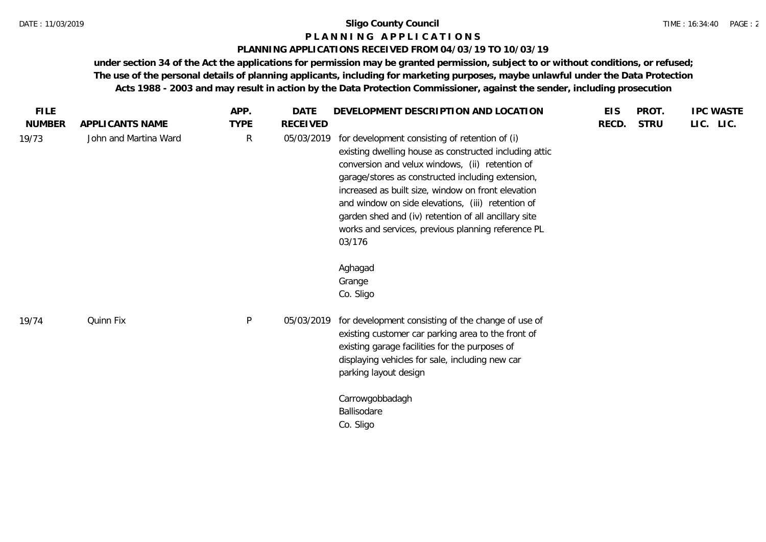# Sligo County Council

## P L A N N I N G   A P P L I C A T I O N S

### PLANNING APPLICATIONS RECEIVED FROM 04/03/19 TO 10/03/19

**under section 34 of the Act the applications for permission may be granted permission, subject to or without conditions, or refused; The use of the personal details of planning applicants, including for marketing purposes, maybe unlawful under the Data Protection Acts 1988 - 2003 and may result in action by the Data Protection Commissioner, against the sender, including prosecution**

| FILE NUMBER | APPLICANTS NAME | APP. TYPE | DATE RECEIVED | DEVELOPMENT DESCRIPTION AND LOCATION | EIS RECD. | PROT. STRU | IPC LIC. | WASTE LIC. |
|---|---|---|---|---|---|---|---|---|
| 19/73 | John and Martina Ward | R | 05/03/2019 | for development consisting of retention of (i) existing dwelling house as constructed including attic conversion and velux windows, (ii) retention of garage/stores as constructed including extension, increased as built size, window on front elevation and window on side elevations, (iii) retention of garden shed and (iv) retention of all ancillary site works and services, previous planning reference PL 03/176<br><br>Aghagad<br>Grange<br>Co. Sligo | | | | |
| 19/74 | Quinn Fix | P | 05/03/2019 | for development consisting of the change of use of existing customer car parking area to the front of existing garage facilities for the purposes of displaying vehicles for sale, including new car parking layout design<br><br>Carrowgobbadagh<br>Ballisodare<br>Co. Sligo | | | | |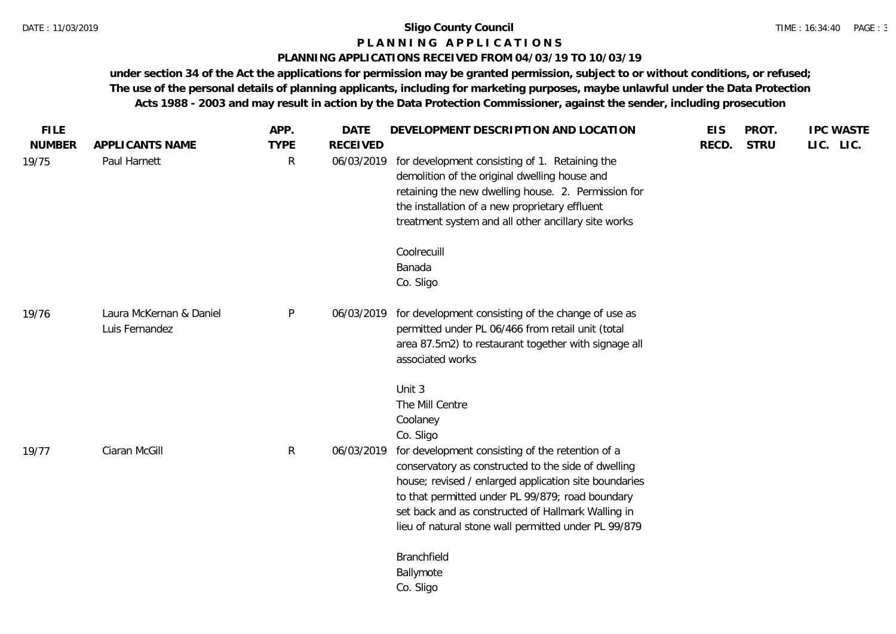# Sligo County Council

## P L A N N I N G A P P L I C A T I O N S

### PLANNING APPLICATIONS RECEIVED FROM 04/03/19 TO 10/03/19

**under section 34 of the Act the applications for permission may be granted permission, subject to or without conditions, or refused; The use of the personal details of planning applicants, including for marketing purposes, maybe unlawful under the Data Protection Acts 1988 - 2003 and may result in action by the Data Protection Commissioner, against the sender, including prosecution**

| FILE NUMBER | APPLICANTS NAME | APP. TYPE | DATE RECEIVED | DEVELOPMENT DESCRIPTION AND LOCATION | EIS RECD. | PROT. STRU | IPC LIC. | WASTE LIC. |
|---|---|---|---|---|---|---|---|---|
| 19/75 | Paul Harnett | R | 06/03/2019 | for development consisting of 1. Retaining the demolition of the original dwelling house and retaining the new dwelling house. 2. Permission for the installation of a new proprietary effluent treatment system and all other ancillary site works<br><br>Coolrecuill<br>Banada<br>Co. Sligo | | | | |
| 19/76 | Laura McKernan & Daniel Luis Fernandez | P | 06/03/2019 | for development consisting of the change of use as permitted under PL 06/466 from retail unit (total area 87.5m2) to restaurant together with signage all associated works<br><br>Unit 3<br>The Mill Centre<br>Coolaney<br>Co. Sligo | | | | |
| 19/77 | Ciaran McGill | R | 06/03/2019 | for development consisting of the retention of a conservatory as constructed to the side of dwelling house; revised / enlarged application site boundaries to that permitted under PL 99/879; road boundary set back and as constructed of Hallmark Walling in lieu of natural stone wall permitted under PL 99/879<br><br>Branchfield<br>Ballymote<br>Co. Sligo | | | | |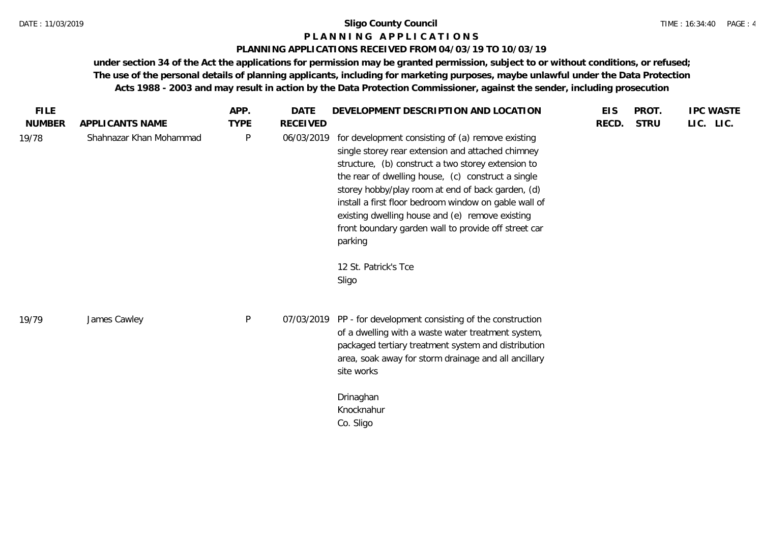**Sligo County Council**

**P L A N N I N G   A P P L I C A T I O N S**

**PLANNING APPLICATIONS RECEIVED FROM 04/03/19 TO 10/03/19**

**under section 34 of the Act the applications for permission may be granted permission, subject to or without conditions, or refused; The use of the personal details of planning applicants, including for marketing purposes, maybe unlawful under the Data Protection Acts 1988 - 2003 and may result in action by the Data Protection Commissioner, against the sender, including prosecution**

| FILE NUMBER | APPLICANTS NAME | APP. TYPE | DATE RECEIVED | DEVELOPMENT DESCRIPTION AND LOCATION | EIS RECD. | PROT. STRU | IPC LIC. | WASTE LIC. |
|---|---|---|---|---|---|---|---|---|
| 19/78 | Shahnazar Khan Mohammad | P | 06/03/2019 | for development consisting of (a) remove existing single storey rear extension and attached chimney structure, (b) construct a two storey extension to the rear of dwelling house, (c) construct a single storey hobby/play room at end of back garden, (d) install a first floor bedroom window on gable wall of existing dwelling house and (e) remove existing front boundary garden wall to provide off street car parking<br><br>12 St. Patrick's Tce<br>Sligo | | | | |
| 19/79 | James Cawley | P | 07/03/2019 | PP - for development consisting of the construction of a dwelling with a waste water treatment system, packaged tertiary treatment system and distribution area, soak away for storm drainage and all ancillary site works<br><br>Drinaghan<br>Knocknahur<br>Co. Sligo | | | | |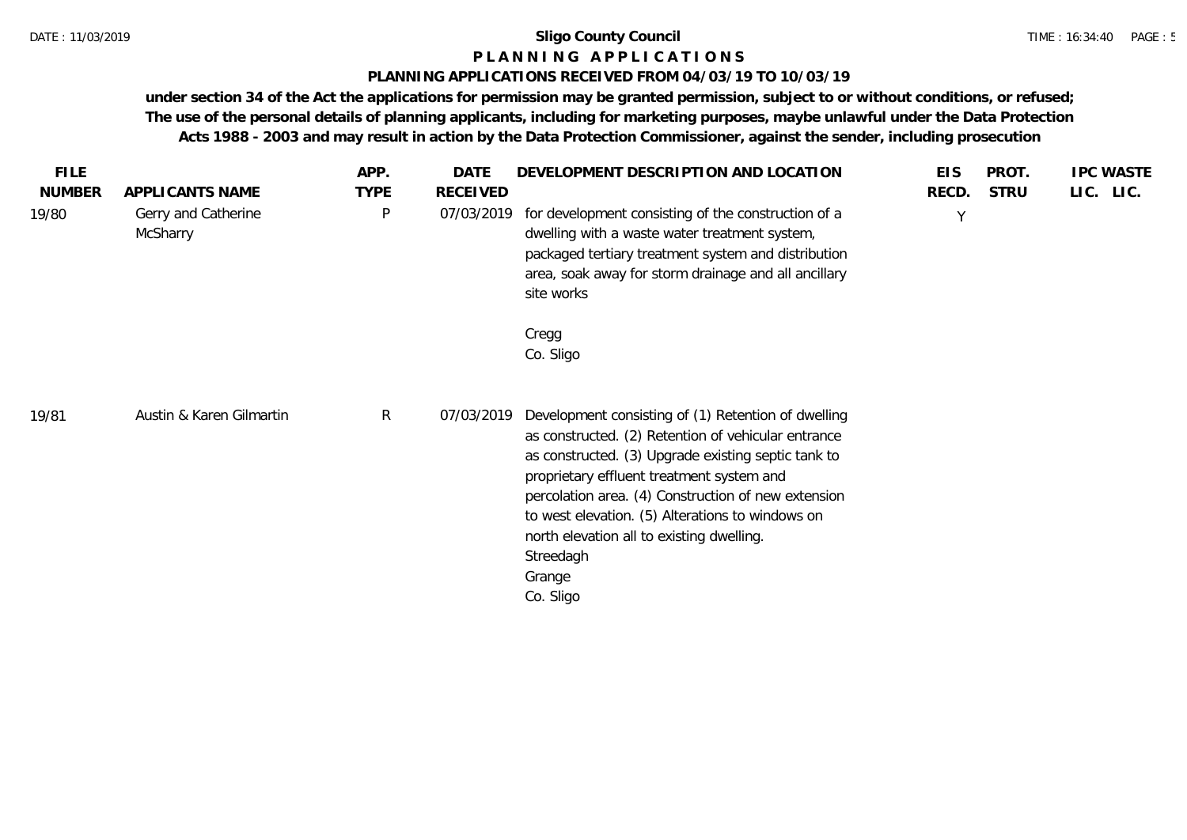**Sligo County Council**

**P L A N N I N G  A P P L I C A T I O N S**

**PLANNING APPLICATIONS RECEIVED FROM 04/03/19 TO 10/03/19**

**under section 34 of the Act the applications for permission may be granted permission, subject to or without conditions, or refused; The use of the personal details of planning applicants, including for marketing purposes, maybe unlawful under the Data Protection Acts 1988 - 2003 and may result in action by the Data Protection Commissioner, against the sender, including prosecution**

| FILE NUMBER | APPLICANTS NAME | APP. TYPE | DATE RECEIVED | DEVELOPMENT DESCRIPTION AND LOCATION | EIS RECD. | PROT. STRU | IPC LIC. | WASTE LIC. |
|---|---|---|---|---|---|---|---|---|
| 19/80 | Gerry and Catherine McSharry | P | 07/03/2019 | for development consisting of the construction of a dwelling with a waste water treatment system, packaged tertiary treatment system and distribution area, soak away for storm drainage and all ancillary site works<br><br>Cregg<br>Co. Sligo | Y | | | |
| 19/81 | Austin & Karen Gilmartin | R | 07/03/2019 | Development consisting of (1) Retention of dwelling as constructed. (2) Retention of vehicular entrance as constructed. (3) Upgrade existing septic tank to proprietary effluent treatment system and percolation area. (4) Construction of new extension to west elevation. (5) Alterations to windows on north elevation all to existing dwelling.<br>Streedagh<br>Grange<br>Co. Sligo | | | | |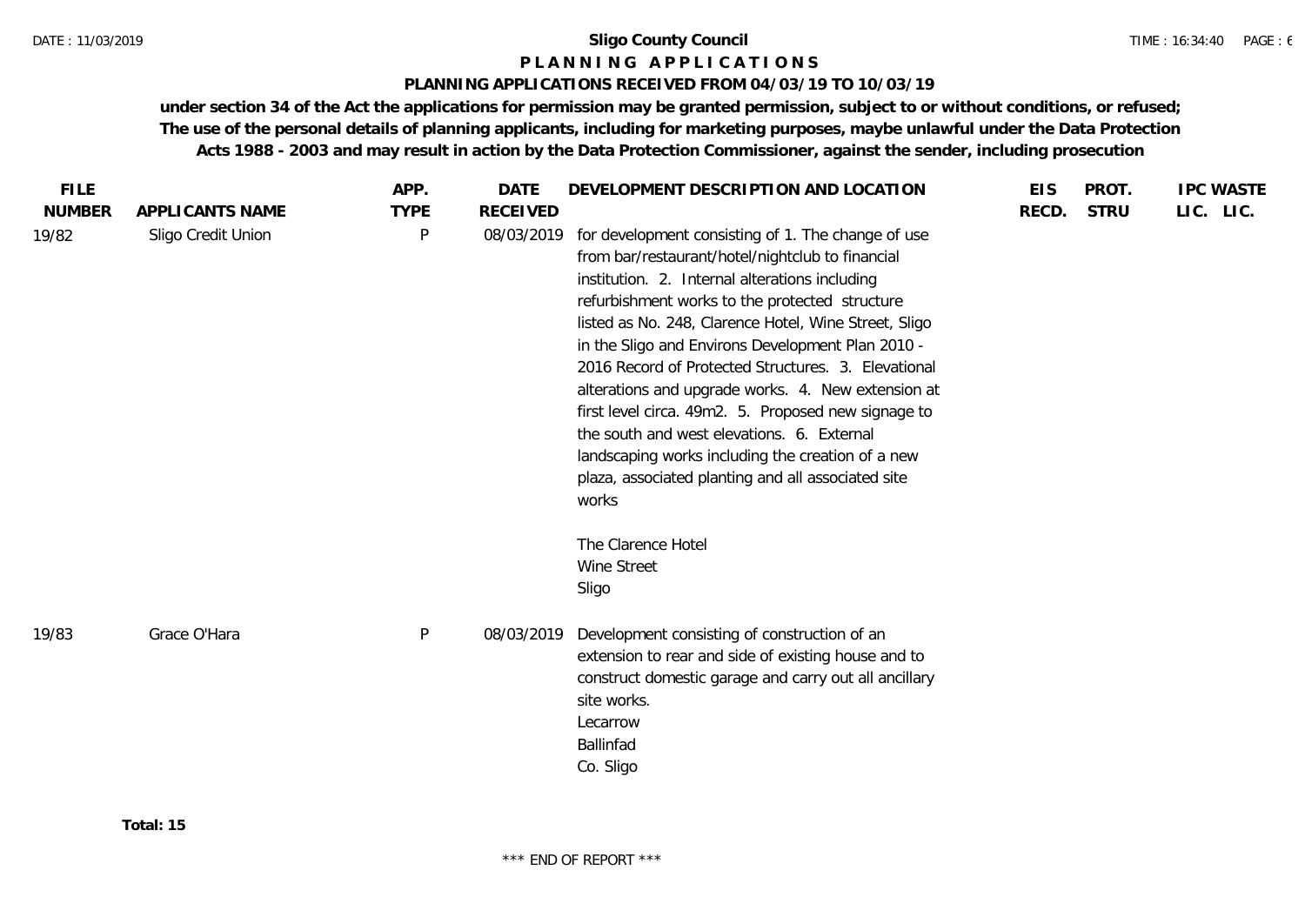**Sligo County Council**

**P L A N N I N G   A P P L I C A T I O N S**

**PLANNING APPLICATIONS RECEIVED FROM 04/03/19 TO 10/03/19**

**under section 34 of the Act the applications for permission may be granted permission, subject to or without conditions, or refused; The use of the personal details of planning applicants, including for marketing purposes, maybe unlawful under the Data Protection Acts 1988 - 2003 and may result in action by the Data Protection Commissioner, against the sender, including prosecution**

| FILE NUMBER | APPLICANTS NAME | APP. TYPE | DATE RECEIVED | DEVELOPMENT DESCRIPTION AND LOCATION | EIS RECD. | PROT. STRU | IPC LIC. | WASTE LIC. |
|---|---|---|---|---|---|---|---|---|
| 19/82 | Sligo Credit Union | P | 08/03/2019 | for development consisting of 1. The change of use from bar/restaurant/hotel/nightclub to financial institution. 2. Internal alterations including refurbishment works to the protected structure listed as No. 248, Clarence Hotel, Wine Street, Sligo in the Sligo and Environs Development Plan 2010 - 2016 Record of Protected Structures. 3. Elevational alterations and upgrade works. 4. New extension at first level circa. 49m2. 5. Proposed new signage to the south and west elevations. 6. External landscaping works including the creation of a new plaza, associated planting and all associated site works<br><br>The Clarence Hotel<br>Wine Street<br>Sligo | | | | |
| 19/83 | Grace O'Hara | P | 08/03/2019 | Development consisting of construction of an extension to rear and side of existing house and to construct domestic garage and carry out all ancillary site works.<br>Lecarrow<br>Ballinfad<br>Co. Sligo | | | | |

**Total: 15**

\*\*\* END OF REPORT \*\*\*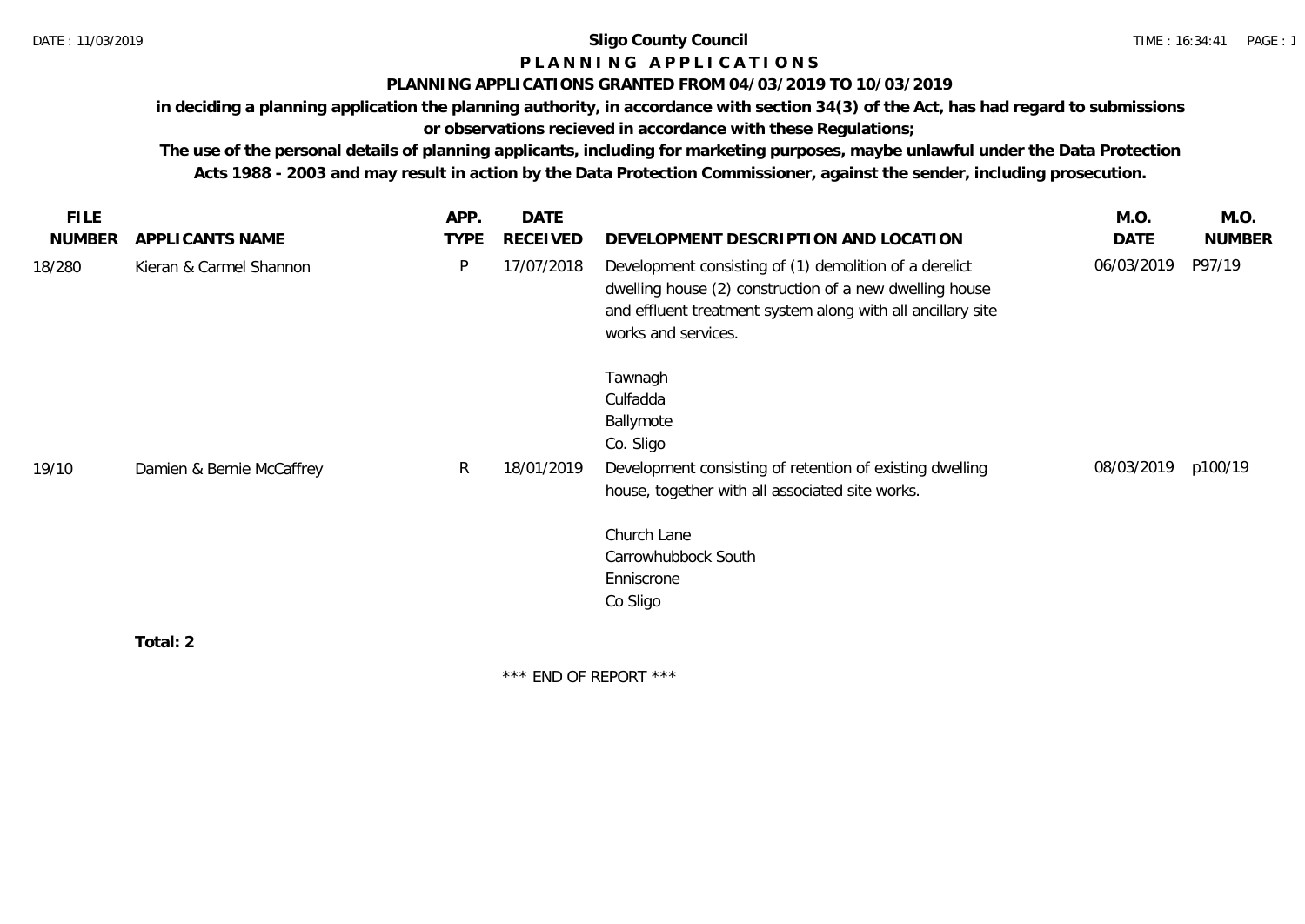**Sligo County Council**

**P L A N N I N G   A P P L I C A T I O N S**

**PLANNING APPLICATIONS GRANTED FROM 04/03/2019 TO 10/03/2019**

**in deciding a planning application the planning authority, in accordance with section 34(3) of the Act, has had regard to submissions or observations recieved in accordance with these Regulations;**

**The use of the personal details of planning applicants, including for marketing purposes, maybe unlawful under the Data Protection Acts 1988 - 2003 and may result in action by the Data Protection Commissioner, against the sender, including prosecution.**

| FILE NUMBER | APPLICANTS NAME | APP. TYPE | DATE RECEIVED | DEVELOPMENT DESCRIPTION AND LOCATION | M.O. DATE | M.O. NUMBER |
|---|---|---|---|---|---|---|
| 18/280 | Kieran & Carmel Shannon | P | 17/07/2018 | Development consisting of (1) demolition of a derelict dwelling house (2) construction of a new dwelling house and effluent treatment system along with all ancillary site works and services.<br><br>Tawnagh<br>Culfadda<br>Ballymote<br>Co. Sligo | 06/03/2019 | P97/19 |
| 19/10 | Damien & Bernie McCaffrey | R | 18/01/2019 | Development consisting of retention of existing dwelling house, together with all associated site works.<br><br>Church Lane<br>Carrowhubbock South<br>Enniscrone<br>Co Sligo | 08/03/2019 | p100/19 |

**Total: 2**

\*\*\* END OF REPORT \*\*\*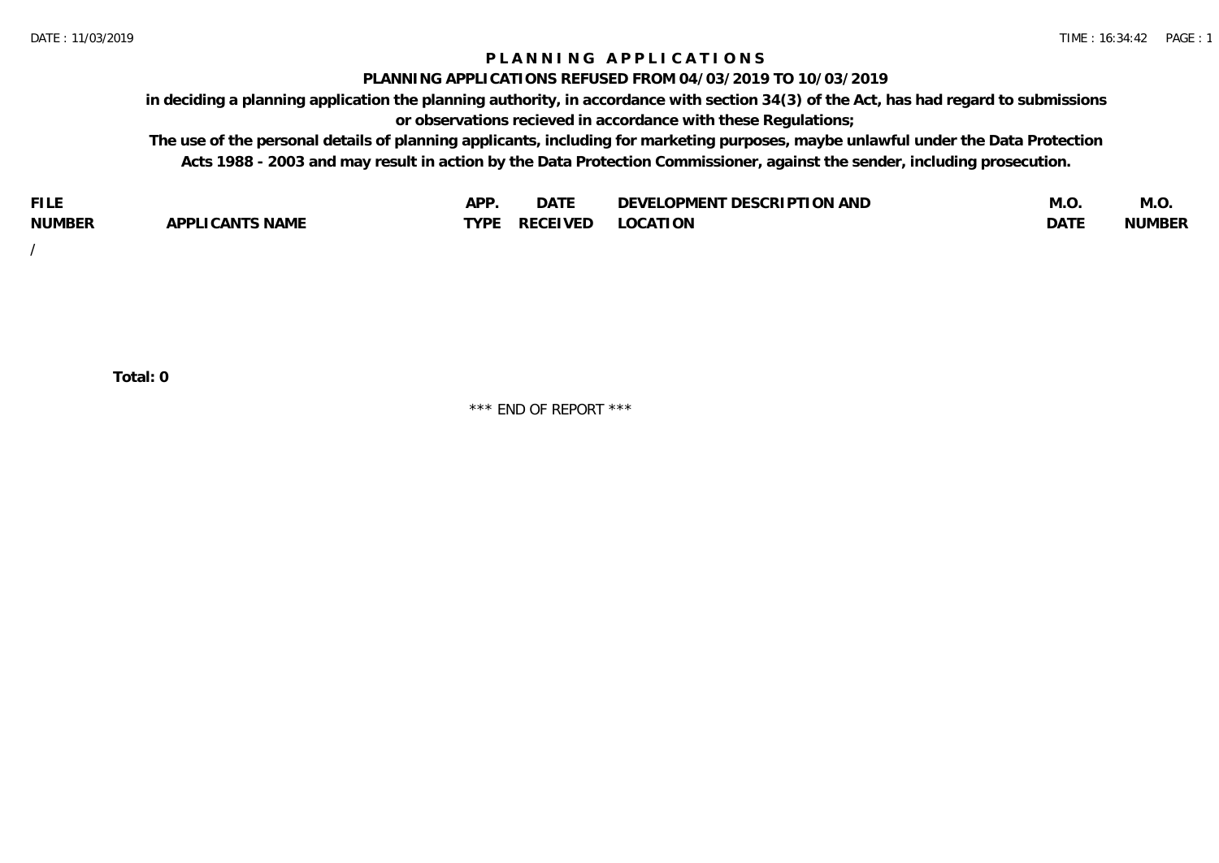# PLANNING APPLICATIONS

## PLANNING APPLICATIONS REFUSED FROM 04/03/2019 TO 10/03/2019

**in deciding a planning application the planning authority, in accordance with section 34(3) of the Act, has had regard to submissions or observations recieved in accordance with these Regulations;**

**The use of the personal details of planning applicants, including for marketing purposes, maybe unlawful under the Data Protection Acts 1988 - 2003 and may result in action by the Data Protection Commissioner, against the sender, including prosecution.**

| FILE NUMBER | APPLICANTS NAME | APP. TYPE | DATE RECEIVED | DEVELOPMENT DESCRIPTION AND LOCATION | M.O. DATE | M.O. NUMBER |
|---|---|---|---|---|---|---|
| / | | | | | | |

**Total: 0**

*** END OF REPORT ***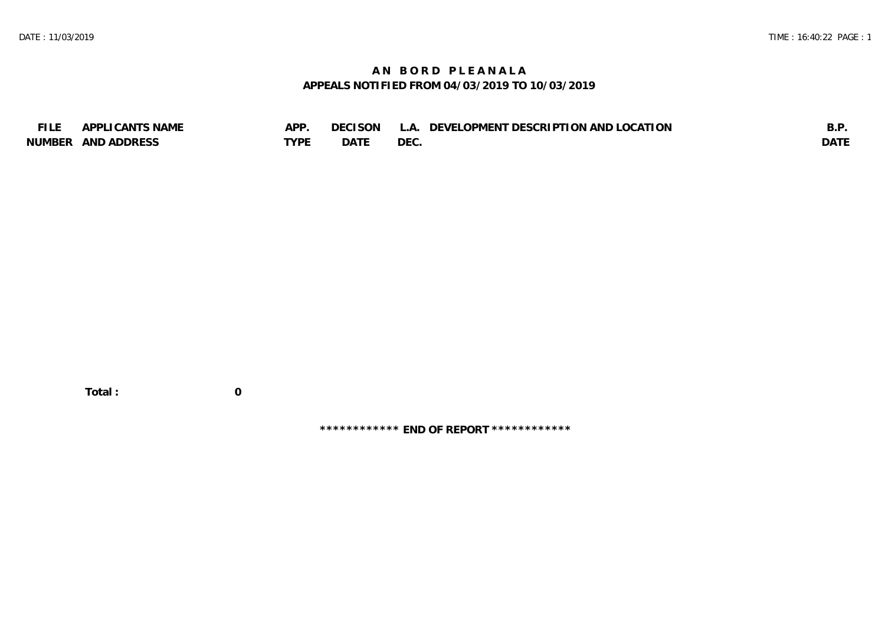# AN BORD PLEANALA

## APPEALS NOTIFIED FROM 04/03/2019 TO 10/03/2019

| FILE NUMBER | APPLICANTS NAME AND ADDRESS | APP. TYPE | DECISON DATE | L.A. DEC. | DEVELOPMENT DESCRIPTION AND LOCATION | B.P. DATE |
|---|---|---|---|---|---|---|

**Total : 0**

**\*\*\*\*\*\*\*\*\*\*\*\* END OF REPORT \*\*\*\*\*\*\*\*\*\*\*\***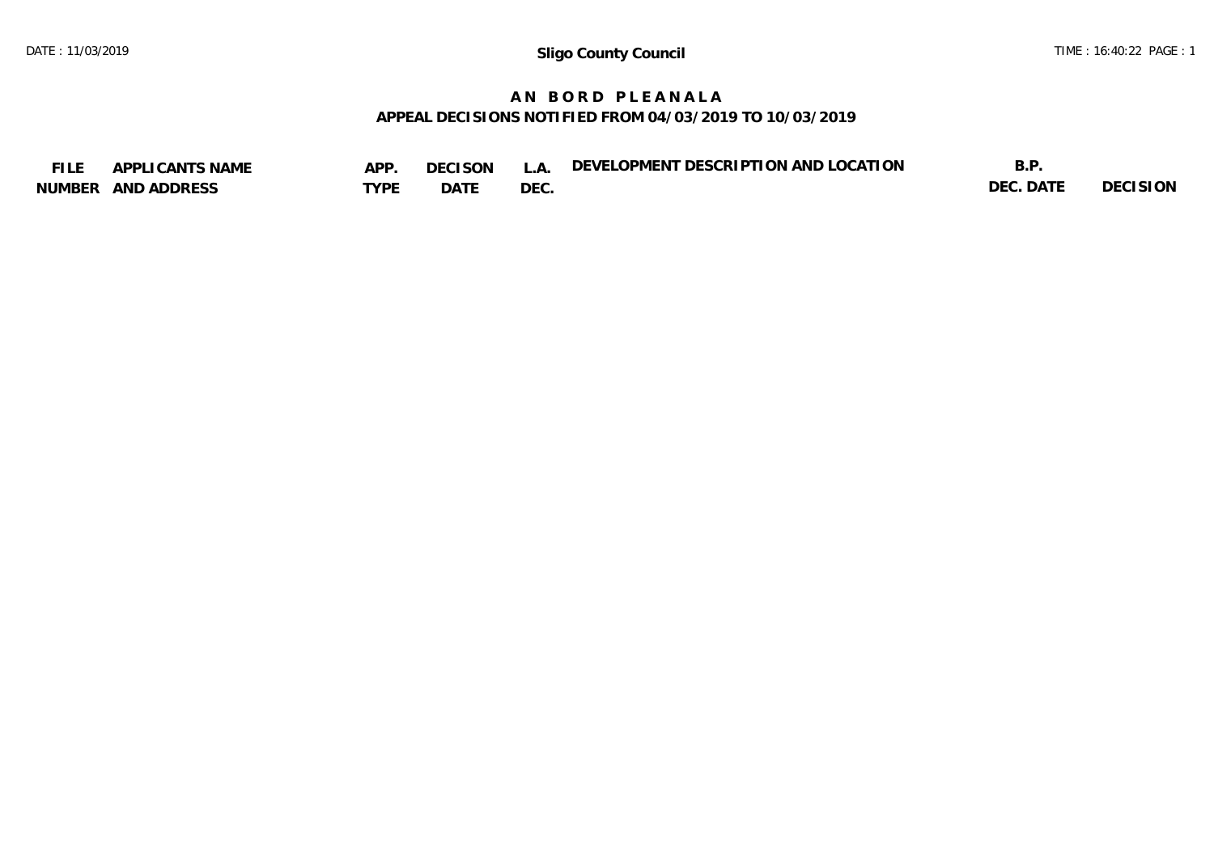# Sligo County Council

## A N B O R D P L E A N A L A

### APPEAL DECISIONS NOTIFIED FROM 04/03/2019 TO 10/03/2019

| FILE NUMBER | APPLICANTS NAME AND ADDRESS | APP. TYPE | DECISON DATE | L.A. DEC. | DEVELOPMENT DESCRIPTION AND LOCATION | B.P. DEC. DATE | DECISION |
|---|---|---|---|---|---|---|---|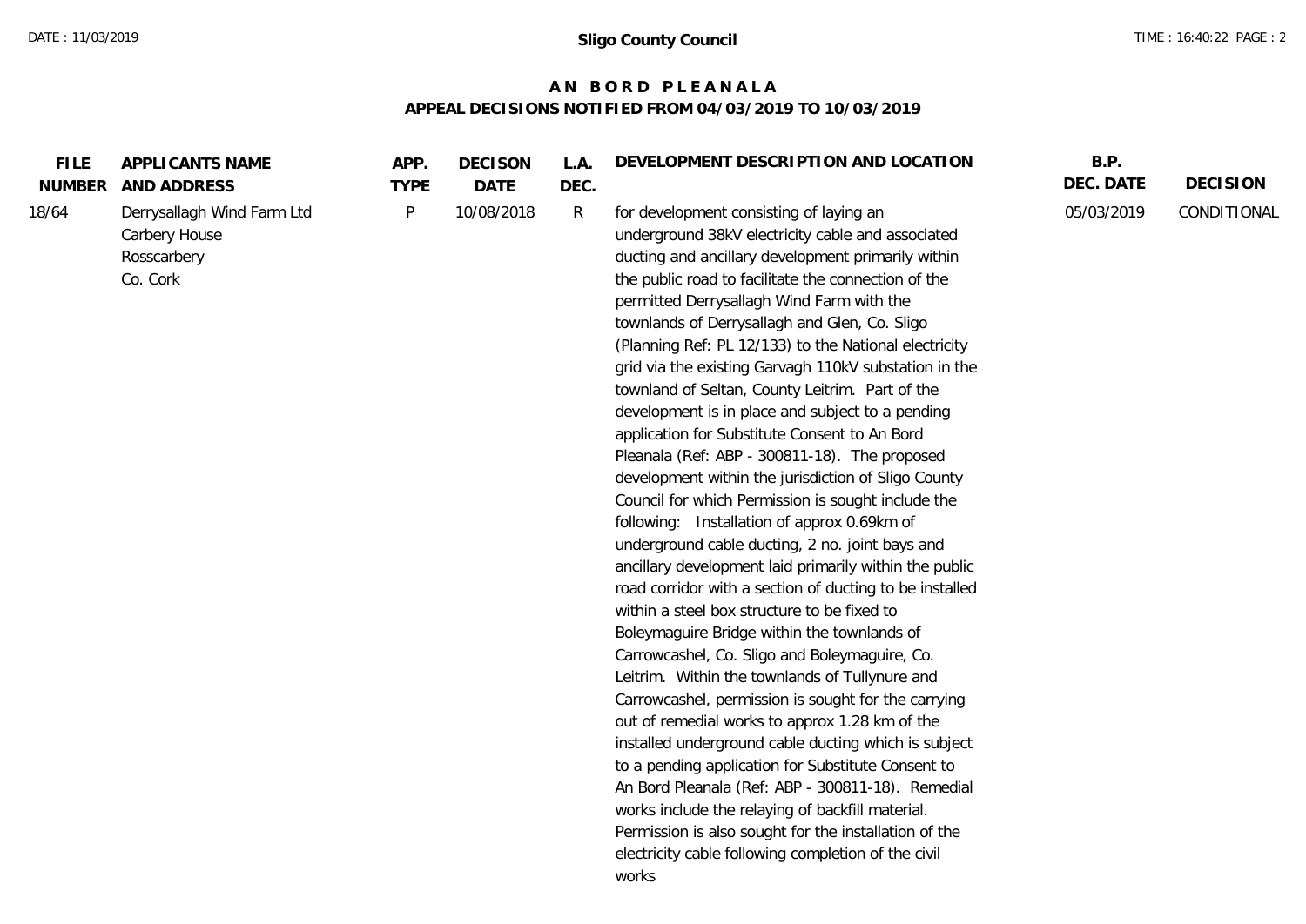# Sligo County Council

## A N B O R D P L E A N A L A
## APPEAL DECISIONS NOTIFIED FROM 04/03/2019 TO 10/03/2019

| FILE NUMBER | APPLICANTS NAME AND ADDRESS | APP. TYPE | DECISON DATE | L.A. DEC. | DEVELOPMENT DESCRIPTION AND LOCATION | B.P. DEC. DATE | DECISION |
|---|---|---|---|---|---|---|---|
| 18/64 | Derrysallagh Wind Farm Ltd<br>Carbery House<br>Rosscarbery<br>Co. Cork | P | 10/08/2018 | R | for development consisting of laying an underground 38kV electricity cable and associated ducting and ancillary development primarily within the public road to facilitate the connection of the permitted Derrysallagh Wind Farm with the townlands of Derrysallagh and Glen, Co. Sligo (Planning Ref: PL 12/133) to the National electricity grid via the existing Garvagh 110kV substation in the townland of Seltan, County Leitrim. Part of the development is in place and subject to a pending application for Substitute Consent to An Bord Pleanala (Ref: ABP - 300811-18). The proposed development within the jurisdiction of Sligo County Council for which Permission is sought include the following: Installation of approx 0.69km of underground cable ducting, 2 no. joint bays and ancillary development laid primarily within the public road corridor with a section of ducting to be installed within a steel box structure to be fixed to Boleymaguire Bridge within the townlands of Carrowcashel, Co. Sligo and Boleymaguire, Co. Leitrim. Within the townlands of Tullynure and Carrowcashel, permission is sought for the carrying out of remedial works to approx 1.28 km of the installed underground cable ducting which is subject to a pending application for Substitute Consent to An Bord Pleanala (Ref: ABP - 300811-18). Remedial works include the relaying of backfill material. Permission is also sought for the installation of the electricity cable following completion of the civil works | 05/03/2019 | CONDITIONAL |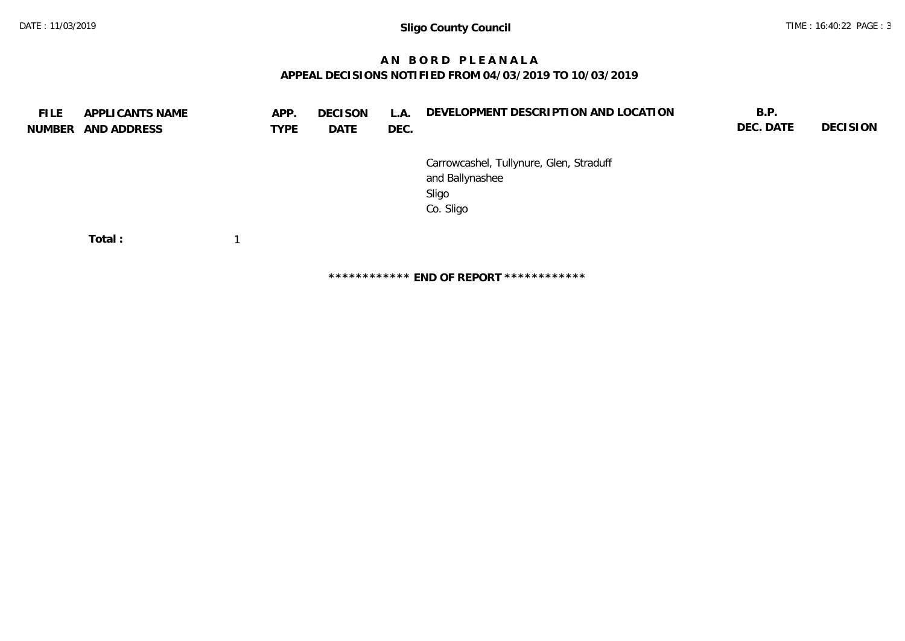# AN BORD PLEANALA

## APPEAL DECISIONS NOTIFIED FROM 04/03/2019 TO 10/03/2019

| FILE NUMBER | APPLICANTS NAME AND ADDRESS | APP. TYPE | DECISON DATE | L.A. DEC. | DEVELOPMENT DESCRIPTION AND LOCATION | B.P. DEC. DATE | DECISION |
|---|---|---|---|---|---|---|---|
| | | | | | Carrowcashel, Tullynure, Glen, Straduff and Ballynashee Sligo Co. Sligo | | |

**Total :** 1

**\*\*\*\*\*\*\*\*\*\*\*\* END OF REPORT \*\*\*\*\*\*\*\*\*\*\*\***